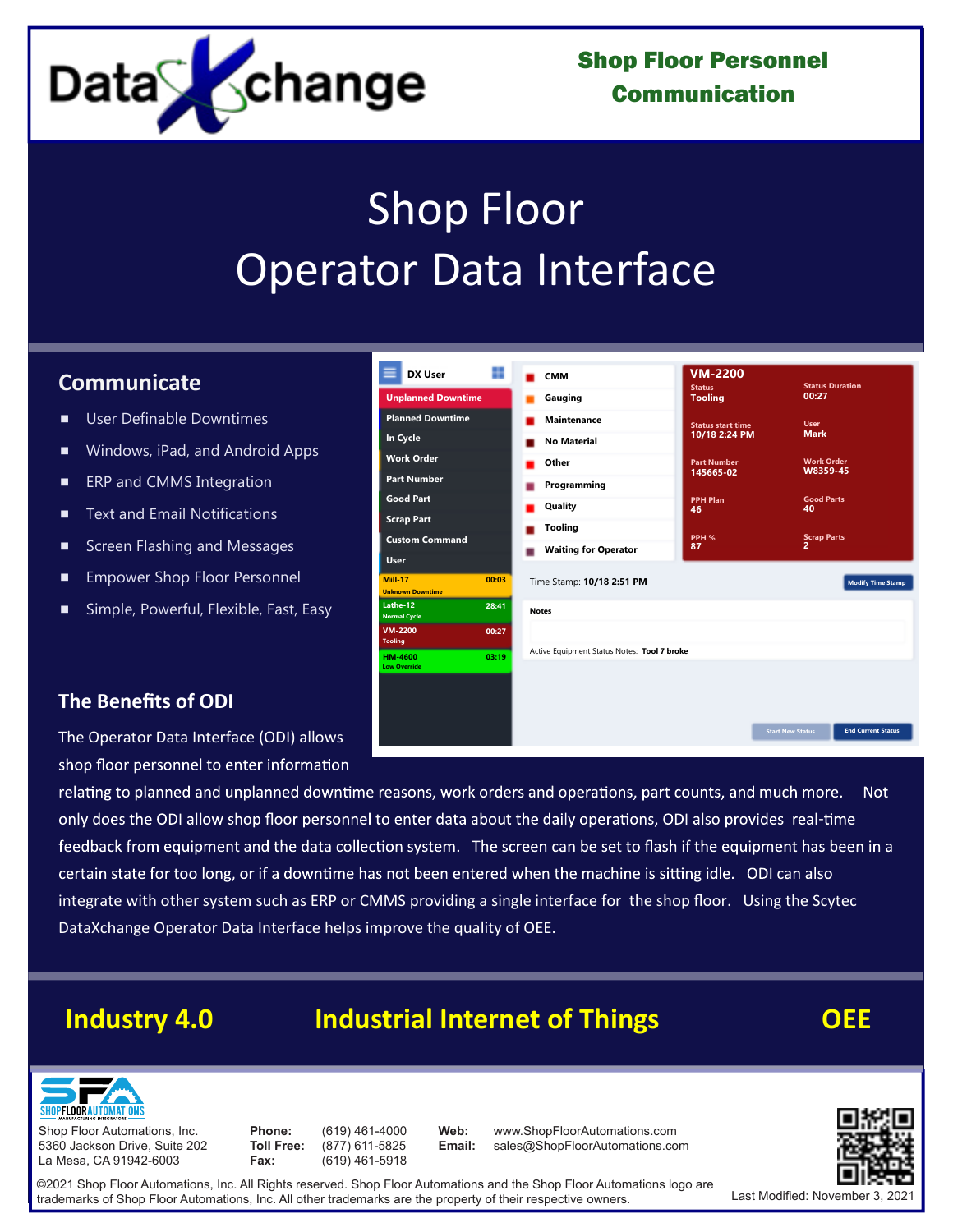DataXchange

**Shop Floor Personnel Communication**

# Shop Floor
# Operator Data Interface

## Communicate

- User Definable Downtimes
- Windows, iPad, and Android Apps
- ERP and CMMS Integration
- Text and Email Notifications
- Screen Flashing and Messages
- Empower Shop Floor Personnel
- Simple, Powerful, Flexible, Fast, Easy

## The Benefits of ODI

The Operator Data Interface (ODI) allows shop floor personnel to enter information relating to planned and unplanned downtime reasons, work orders and operations, part counts, and much more. Not only does the ODI allow shop floor personnel to enter data about the daily operations, ODI also provides real-time feedback from equipment and the data collection system. The screen can be set to flash if the equipment has been in a certain state for too long, or if a downtime has not been entered when the machine is sitting idle. ODI can also integrate with other system such as ERP or CMMS providing a single interface for the shop floor. Using the Scytec DataXchange Operator Data Interface helps improve the quality of OEE.

**Industry 4.0** **Industrial Internet of Things** **OEE**

Shop Floor Automations, Inc.
5360 Jackson Drive, Suite 202
La Mesa, CA 91942-6003

**Phone:** (619) 461-4000
**Toll Free:** (877) 611-5825
**Fax:** (619) 461-5918

**Web:** www.ShopFloorAutomations.com
**Email:** sales@ShopFloorAutomations.com

©2021 Shop Floor Automations, Inc. All Rights reserved. Shop Floor Automations and the Shop Floor Automations logo are trademarks of Shop Floor Automations, Inc. All other trademarks are the property of their respective owners.

Last Modified: November 3, 2021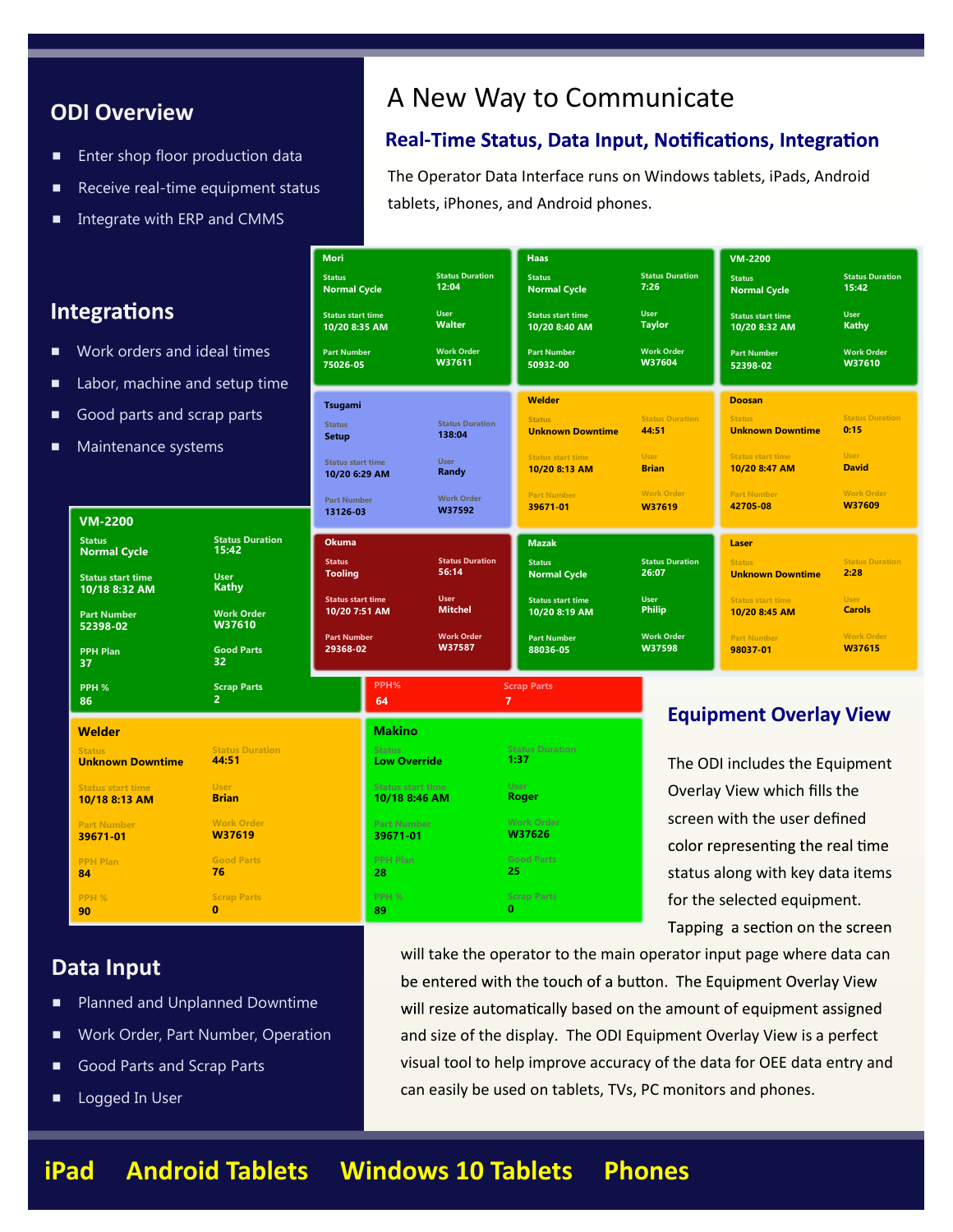## ODI Overview

- Enter shop floor production data
- Receive real-time equipment status
- Integrate with ERP and CMMS

# A New Way to Communicate

### Real-Time Status, Data Input, Notifications, Integration

The Operator Data Interface runs on Windows tablets, iPads, Android tablets, iPhones, and Android phones.

## Integrations

- Work orders and ideal times
- Labor, machine and setup time
- Good parts and scrap parts
- Maintenance systems

| | | | | | |
|---|---|---|---|---|---|
| **Mori** | | **Haas** | | **VM-2200** | |
| Status: Normal Cycle | Status Duration: 12:04 | Status: Normal Cycle | Status Duration: 7:26 | Status: Normal Cycle | Status Duration: 15:42 |
| Status start time: 10/20 8:35 AM | User: Walter | Status start time: 10/20 8:40 AM | User: Taylor | Status start time: 10/20 8:32 AM | User: Kathy |
| Part Number: 75026-05 | Work Order: W37611 | Part Number: 50932-00 | Work Order: W37604 | Part Number: 52398-02 | Work Order: W37610 |
| **Tsugami** | | **Welder** | | **Doosan** | |
| Status: Setup | Status Duration: 138:04 | Status: Unknown Downtime | Status Duration: 44:51 | Status: Unknown Downtime | Status Duration: 0:15 |
| Status start time: 10/20 6:29 AM | User: Randy | Status start time: 10/20 8:13 AM | User: Brian | Status start time: 10/20 8:47 AM | User: David |
| Part Number: 13126-03 | Work Order: W37592 | Part Number: 39671-01 | Work Order: W37619 | Part Number: 42705-08 | Work Order: W37609 |
| **Okuma** | | **Mazak** | | **Laser** | |
| Status: Tooling | Status Duration: 56:14 | Status: Normal Cycle | Status Duration: 26:07 | Status: Unknown Downtime | Status Duration: 2:28 |
| Status start time: 10/20 7:51 AM | User: Mitchel | Status start time: 10/20 8:19 AM | User: Philip | Status start time: 10/20 8:45 AM | User: Carols |
| Part Number: 29368-02 | Work Order: W37587 | Part Number: 88036-05 | Work Order: W37598 | Part Number: 98037-01 | Work Order: W37615 |

| | | | |
|---|---|---|---|
| **VM-2200** | | | |
| Status: Normal Cycle | Status Duration: 15:42 | | |
| Status start time: 10/18 8:32 AM | User: Kathy | | |
| Part Number: 52398-02 | Work Order: W37610 | | |
| PPH Plan: 37 | Good Parts: 32 | | |
| PPH %: 86 | Scrap Parts: 2 | PPH%: 64 | Scrap Parts: 7 |
| **Welder** | | **Makino** | |
| Status: Unknown Downtime | Status Duration: 44:51 | Status: Low Override | Status Duration: 1:37 |
| Status start time: 10/18 8:13 AM | User: Brian | Status start time: 10/18 8:46 AM | User: Roger |
| Part Number: 39671-01 | Work Order: W37619 | Part Number: 39671-01 | Work Order: W37626 |
| PPH Plan: 84 | Good Parts: 76 | PPH Plan: 28 | Good Parts: 25 |
| PPH %: 90 | Scrap Parts: 0 | PPH %: 89 | Scrap Parts: 0 |

### Equipment Overlay View

The ODI includes the Equipment Overlay View which fills the screen with the user defined color representing the real time status along with key data items for the selected equipment. Tapping a section on the screen will take the operator to the main operator input page where data can be entered with the touch of a button. The Equipment Overlay View will resize automatically based on the amount of equipment assigned and size of the display. The ODI Equipment Overlay View is a perfect visual tool to help improve accuracy of the data for OEE data entry and can easily be used on tablets, TVs, PC monitors and phones.

## Data Input

- Planned and Unplanned Downtime
- Work Order, Part Number, Operation
- Good Parts and Scrap Parts
- Logged In User

**iPad Android Tablets Windows 10 Tablets Phones**